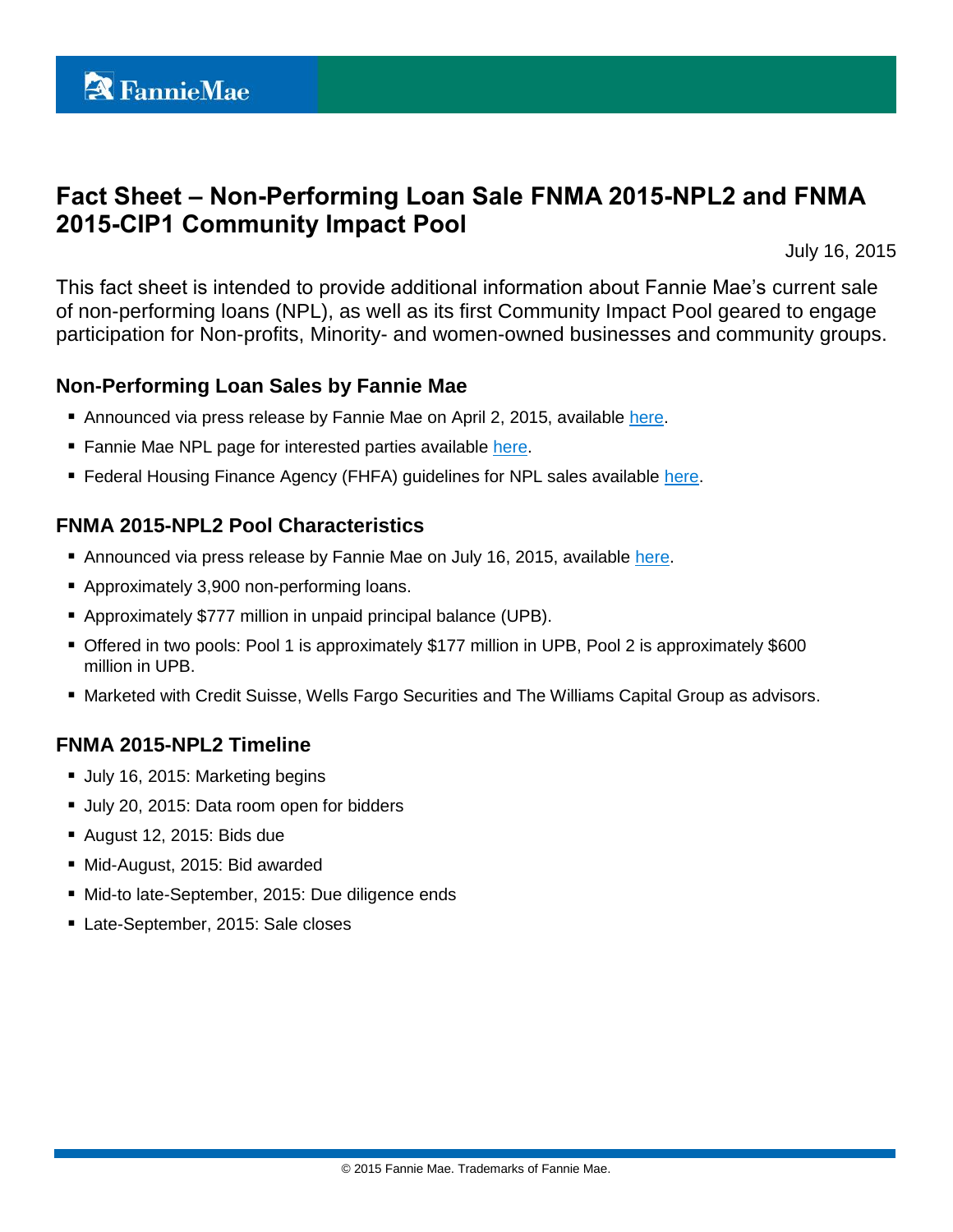# Fact Sheet – Non-Performing Loan Sale FNMA 2015-NPL2 and FNMA 2015-CIP1 Community Impact Pool

July 16, 2015

This fact sheet is intended to provide additional information about Fannie Mae's current sale of non-performing loans (NPL), as well as its first Community Impact Pool geared to engage participation for Non-profits, Minority- and women-owned businesses and community groups.

## Non-Performing Loan Sales by Fannie Mae

- Announced via press release by Fannie Mae on April 2, 2015, available here.
- Fannie Mae NPL page for interested parties available here.
- Federal Housing Finance Agency (FHFA) guidelines for NPL sales available here.

## FNMA 2015-NPL2 Pool Characteristics

- Announced via press release by Fannie Mae on July 16, 2015, available here.
- Approximately 3,900 non-performing loans.
- Approximately $777 million in unpaid principal balance (UPB).
- Offered in two pools: Pool 1 is approximately $177 million in UPB, Pool 2 is approximately $600 million in UPB.
- Marketed with Credit Suisse, Wells Fargo Securities and The Williams Capital Group as advisors.

## FNMA 2015-NPL2 Timeline

- July 16, 2015: Marketing begins
- July 20, 2015: Data room open for bidders
- August 12, 2015: Bids due
- Mid-August, 2015: Bid awarded
- Mid-to late-September, 2015: Due diligence ends
- Late-September, 2015: Sale closes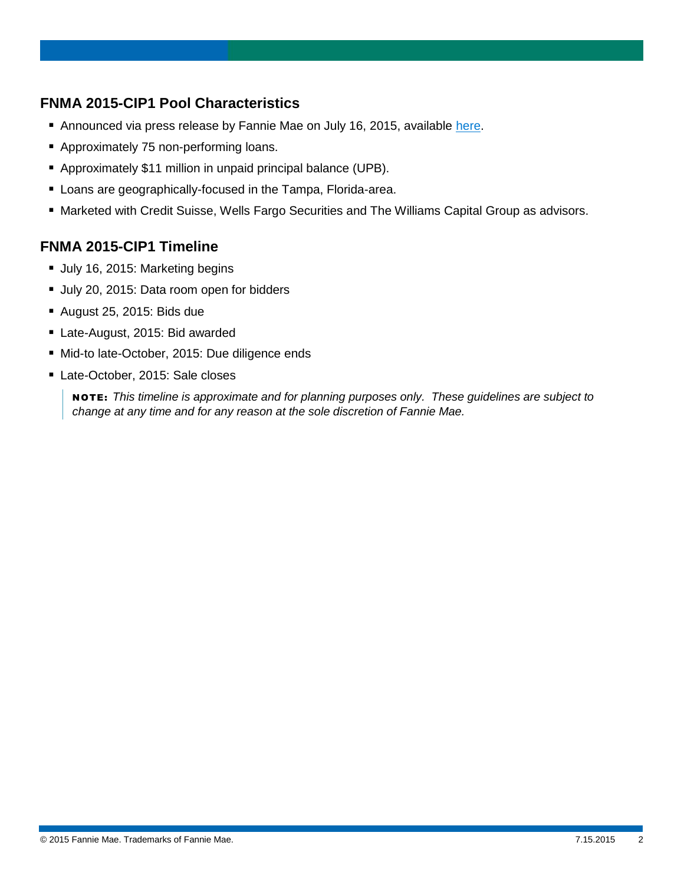## FNMA 2015-CIP1 Pool Characteristics

- Announced via press release by Fannie Mae on July 16, 2015, available [here](here).
- Approximately 75 non-performing loans.
- Approximately $11 million in unpaid principal balance (UPB).
- Loans are geographically-focused in the Tampa, Florida-area.
- Marketed with Credit Suisse, Wells Fargo Securities and The Williams Capital Group as advisors.

## FNMA 2015-CIP1 Timeline

- July 16, 2015: Marketing begins
- July 20, 2015: Data room open for bidders
- August 25, 2015: Bids due
- Late-August, 2015: Bid awarded
- Mid-to late-October, 2015: Due diligence ends
- Late-October, 2015: Sale closes

> **NOTE:** *This timeline is approximate and for planning purposes only. These guidelines are subject to change at any time and for any reason at the sole discretion of Fannie Mae.*